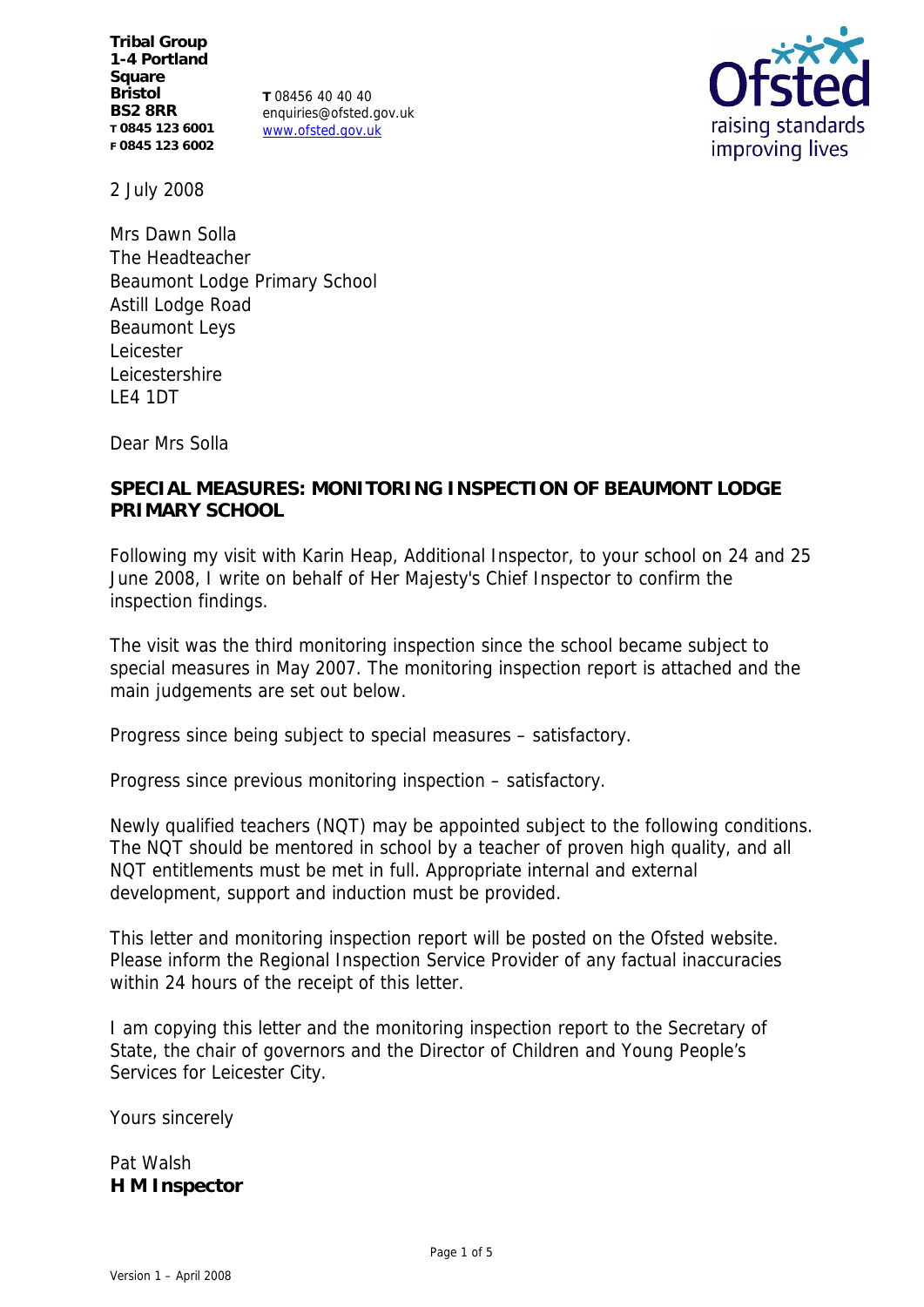**Tribal Group**
**1-4 Portland Square**
**Bristol**
**BS2 8RR**
**T 0845 123 6001**
**F 0845 123 6002**

**T** 08456 40 40 40
enquiries@ofsted.gov.uk
www.ofsted.gov.uk

Ofsted
raising standards
improving lives

2 July 2008

Mrs Dawn Solla
The Headteacher
Beaumont Lodge Primary School
Astill Lodge Road
Beaumont Leys
Leicester
Leicestershire
LE4 1DT

Dear Mrs Solla

**SPECIAL MEASURES: MONITORING INSPECTION OF BEAUMONT LODGE PRIMARY SCHOOL**

Following my visit with Karin Heap, Additional Inspector, to your school on 24 and 25 June 2008, I write on behalf of Her Majesty's Chief Inspector to confirm the inspection findings.

The visit was the third monitoring inspection since the school became subject to special measures in May 2007. The monitoring inspection report is attached and the main judgements are set out below.

Progress since being subject to special measures – satisfactory.

Progress since previous monitoring inspection – satisfactory.

Newly qualified teachers (NQT) may be appointed subject to the following conditions. The NQT should be mentored in school by a teacher of proven high quality, and all NQT entitlements must be met in full. Appropriate internal and external development, support and induction must be provided.

This letter and monitoring inspection report will be posted on the Ofsted website. Please inform the Regional Inspection Service Provider of any factual inaccuracies within 24 hours of the receipt of this letter.

I am copying this letter and the monitoring inspection report to the Secretary of State, the chair of governors and the Director of Children and Young People's Services for Leicester City.

Yours sincerely

Pat Walsh
**H M Inspector**

Version 1 – April 2008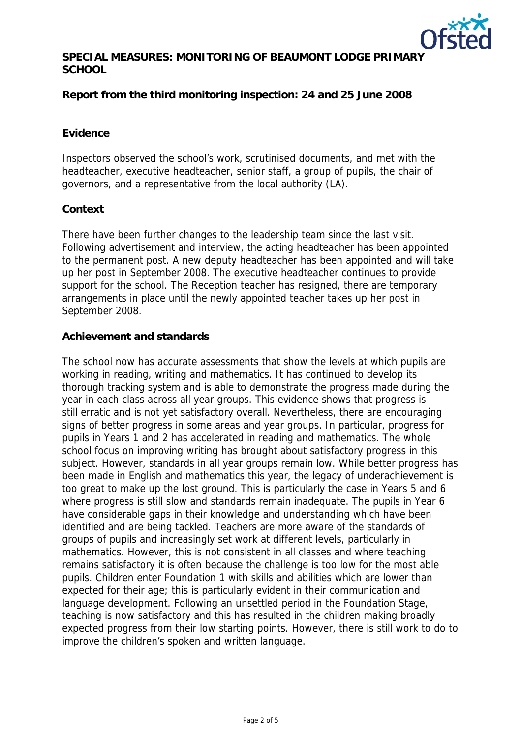**SPECIAL MEASURES: MONITORING OF BEAUMONT LODGE PRIMARY SCHOOL**

**Report from the third monitoring inspection: 24 and 25 June 2008**

**Evidence**

Inspectors observed the school's work, scrutinised documents, and met with the headteacher, executive headteacher, senior staff, a group of pupils, the chair of governors, and a representative from the local authority (LA).

**Context**

There have been further changes to the leadership team since the last visit. Following advertisement and interview, the acting headteacher has been appointed to the permanent post. A new deputy headteacher has been appointed and will take up her post in September 2008. The executive headteacher continues to provide support for the school. The Reception teacher has resigned, there are temporary arrangements in place until the newly appointed teacher takes up her post in September 2008.

**Achievement and standards**

The school now has accurate assessments that show the levels at which pupils are working in reading, writing and mathematics. It has continued to develop its thorough tracking system and is able to demonstrate the progress made during the year in each class across all year groups. This evidence shows that progress is still erratic and is not yet satisfactory overall. Nevertheless, there are encouraging signs of better progress in some areas and year groups. In particular, progress for pupils in Years 1 and 2 has accelerated in reading and mathematics. The whole school focus on improving writing has brought about satisfactory progress in this subject. However, standards in all year groups remain low. While better progress has been made in English and mathematics this year, the legacy of underachievement is too great to make up the lost ground. This is particularly the case in Years 5 and 6 where progress is still slow and standards remain inadequate. The pupils in Year 6 have considerable gaps in their knowledge and understanding which have been identified and are being tackled. Teachers are more aware of the standards of groups of pupils and increasingly set work at different levels, particularly in mathematics. However, this is not consistent in all classes and where teaching remains satisfactory it is often because the challenge is too low for the most able pupils. Children enter Foundation 1 with skills and abilities which are lower than expected for their age; this is particularly evident in their communication and language development. Following an unsettled period in the Foundation Stage, teaching is now satisfactory and this has resulted in the children making broadly expected progress from their low starting points. However, there is still work to do to improve the children's spoken and written language.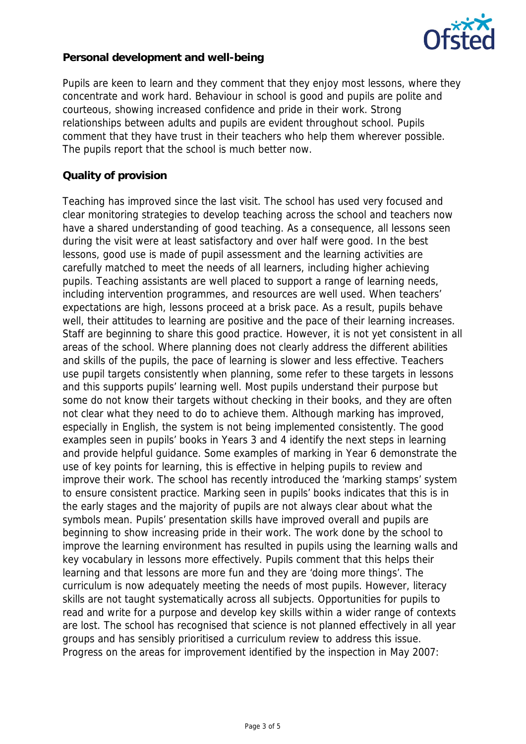**Personal development and well-being**

Pupils are keen to learn and they comment that they enjoy most lessons, where they concentrate and work hard. Behaviour in school is good and pupils are polite and courteous, showing increased confidence and pride in their work. Strong relationships between adults and pupils are evident throughout school. Pupils comment that they have trust in their teachers who help them wherever possible. The pupils report that the school is much better now.

**Quality of provision**

Teaching has improved since the last visit. The school has used very focused and clear monitoring strategies to develop teaching across the school and teachers now have a shared understanding of good teaching. As a consequence, all lessons seen during the visit were at least satisfactory and over half were good. In the best lessons, good use is made of pupil assessment and the learning activities are carefully matched to meet the needs of all learners, including higher achieving pupils. Teaching assistants are well placed to support a range of learning needs, including intervention programmes, and resources are well used. When teachers' expectations are high, lessons proceed at a brisk pace. As a result, pupils behave well, their attitudes to learning are positive and the pace of their learning increases. Staff are beginning to share this good practice. However, it is not yet consistent in all areas of the school. Where planning does not clearly address the different abilities and skills of the pupils, the pace of learning is slower and less effective. Teachers use pupil targets consistently when planning, some refer to these targets in lessons and this supports pupils' learning well. Most pupils understand their purpose but some do not know their targets without checking in their books, and they are often not clear what they need to do to achieve them. Although marking has improved, especially in English, the system is not being implemented consistently. The good examples seen in pupils' books in Years 3 and 4 identify the next steps in learning and provide helpful guidance. Some examples of marking in Year 6 demonstrate the use of key points for learning, this is effective in helping pupils to review and improve their work. The school has recently introduced the 'marking stamps' system to ensure consistent practice. Marking seen in pupils' books indicates that this is in the early stages and the majority of pupils are not always clear about what the symbols mean. Pupils' presentation skills have improved overall and pupils are beginning to show increasing pride in their work. The work done by the school to improve the learning environment has resulted in pupils using the learning walls and key vocabulary in lessons more effectively. Pupils comment that this helps their learning and that lessons are more fun and they are 'doing more things'. The curriculum is now adequately meeting the needs of most pupils. However, literacy skills are not taught systematically across all subjects. Opportunities for pupils to read and write for a purpose and develop key skills within a wider range of contexts are lost. The school has recognised that science is not planned effectively in all year groups and has sensibly prioritised a curriculum review to address this issue. Progress on the areas for improvement identified by the inspection in May 2007: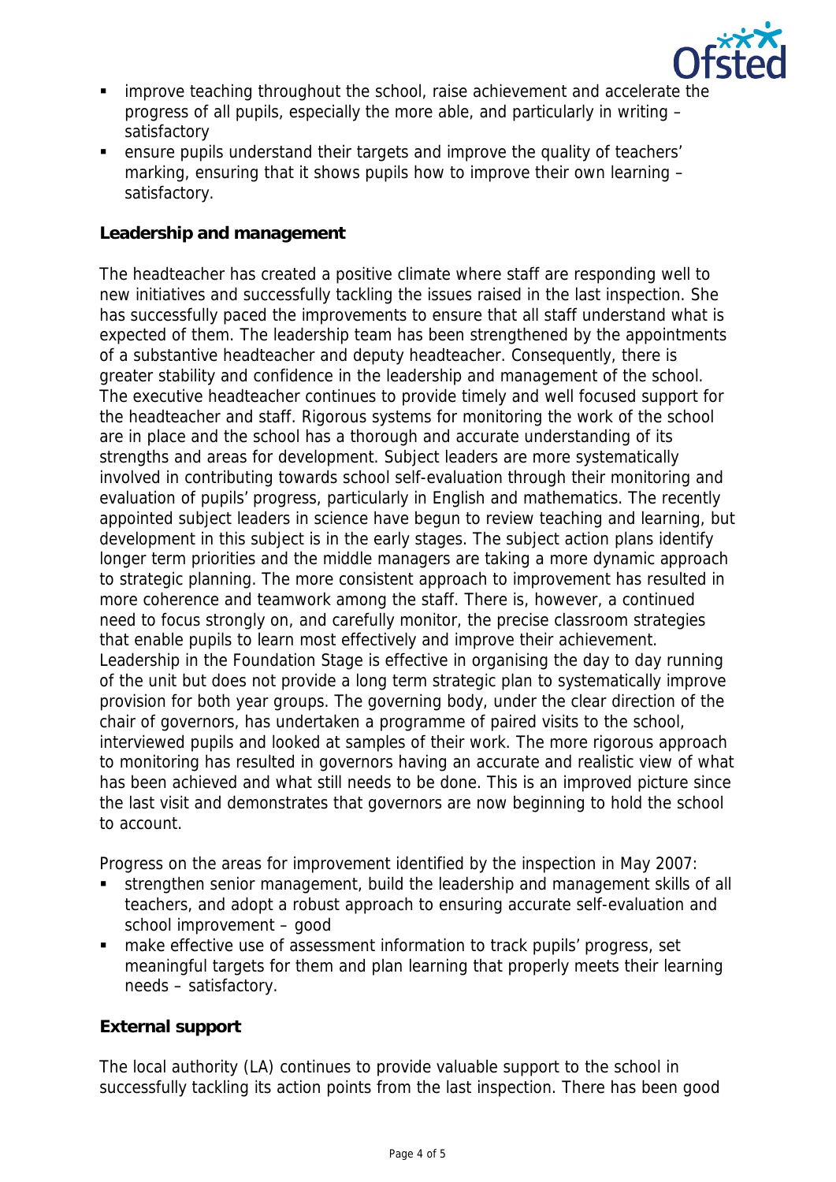- improve teaching throughout the school, raise achievement and accelerate the progress of all pupils, especially the more able, and particularly in writing – satisfactory
- ensure pupils understand their targets and improve the quality of teachers' marking, ensuring that it shows pupils how to improve their own learning – satisfactory.

**Leadership and management**

The headteacher has created a positive climate where staff are responding well to new initiatives and successfully tackling the issues raised in the last inspection. She has successfully paced the improvements to ensure that all staff understand what is expected of them. The leadership team has been strengthened by the appointments of a substantive headteacher and deputy headteacher. Consequently, there is greater stability and confidence in the leadership and management of the school. The executive headteacher continues to provide timely and well focused support for the headteacher and staff. Rigorous systems for monitoring the work of the school are in place and the school has a thorough and accurate understanding of its strengths and areas for development. Subject leaders are more systematically involved in contributing towards school self-evaluation through their monitoring and evaluation of pupils' progress, particularly in English and mathematics. The recently appointed subject leaders in science have begun to review teaching and learning, but development in this subject is in the early stages. The subject action plans identify longer term priorities and the middle managers are taking a more dynamic approach to strategic planning. The more consistent approach to improvement has resulted in more coherence and teamwork among the staff. There is, however, a continued need to focus strongly on, and carefully monitor, the precise classroom strategies that enable pupils to learn most effectively and improve their achievement. Leadership in the Foundation Stage is effective in organising the day to day running of the unit but does not provide a long term strategic plan to systematically improve provision for both year groups. The governing body, under the clear direction of the chair of governors, has undertaken a programme of paired visits to the school, interviewed pupils and looked at samples of their work. The more rigorous approach to monitoring has resulted in governors having an accurate and realistic view of what has been achieved and what still needs to be done. This is an improved picture since the last visit and demonstrates that governors are now beginning to hold the school to account.

Progress on the areas for improvement identified by the inspection in May 2007:

- strengthen senior management, build the leadership and management skills of all teachers, and adopt a robust approach to ensuring accurate self-evaluation and school improvement – good
- make effective use of assessment information to track pupils' progress, set meaningful targets for them and plan learning that properly meets their learning needs – satisfactory.

**External support**

The local authority (LA) continues to provide valuable support to the school in successfully tackling its action points from the last inspection. There has been good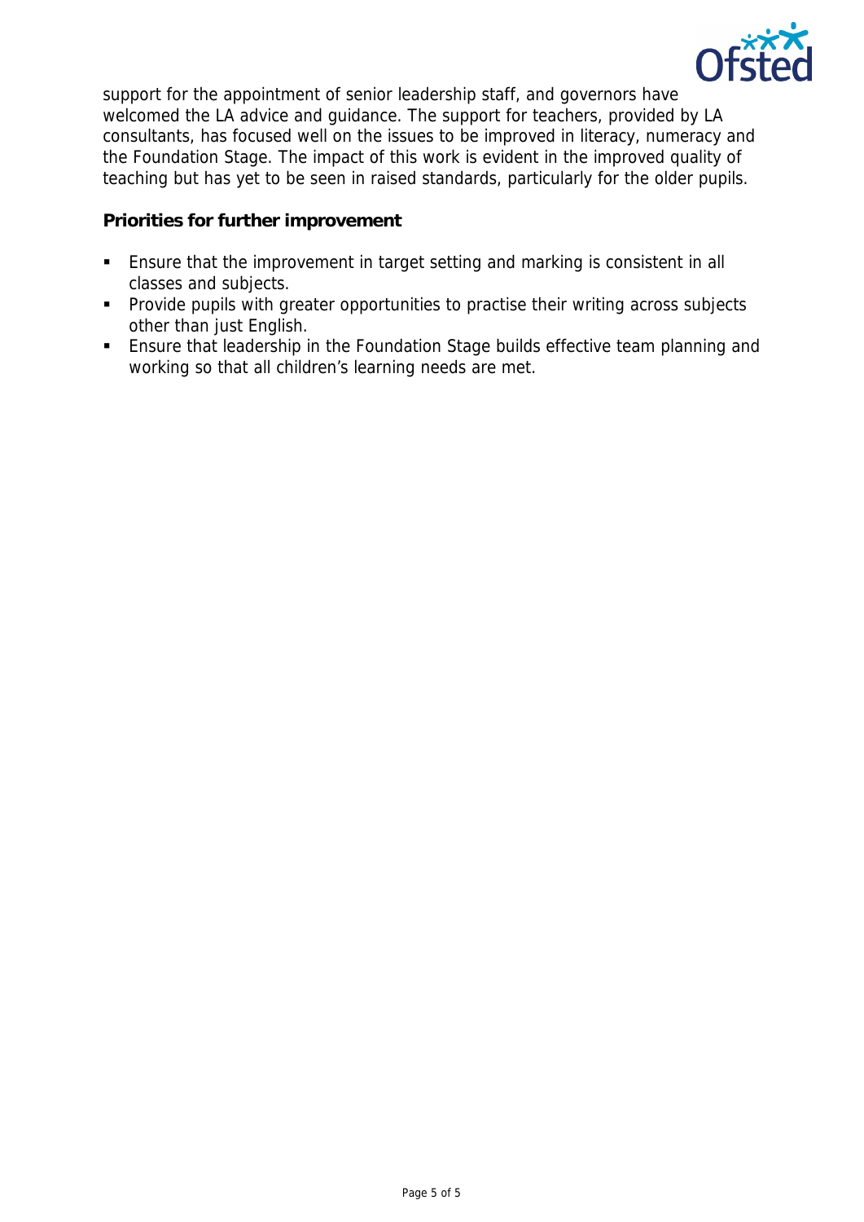support for the appointment of senior leadership staff, and governors have welcomed the LA advice and guidance. The support for teachers, provided by LA consultants, has focused well on the issues to be improved in literacy, numeracy and the Foundation Stage. The impact of this work is evident in the improved quality of teaching but has yet to be seen in raised standards, particularly for the older pupils.

**Priorities for further improvement**

- Ensure that the improvement in target setting and marking is consistent in all classes and subjects.
- Provide pupils with greater opportunities to practise their writing across subjects other than just English.
- Ensure that leadership in the Foundation Stage builds effective team planning and working so that all children's learning needs are met.